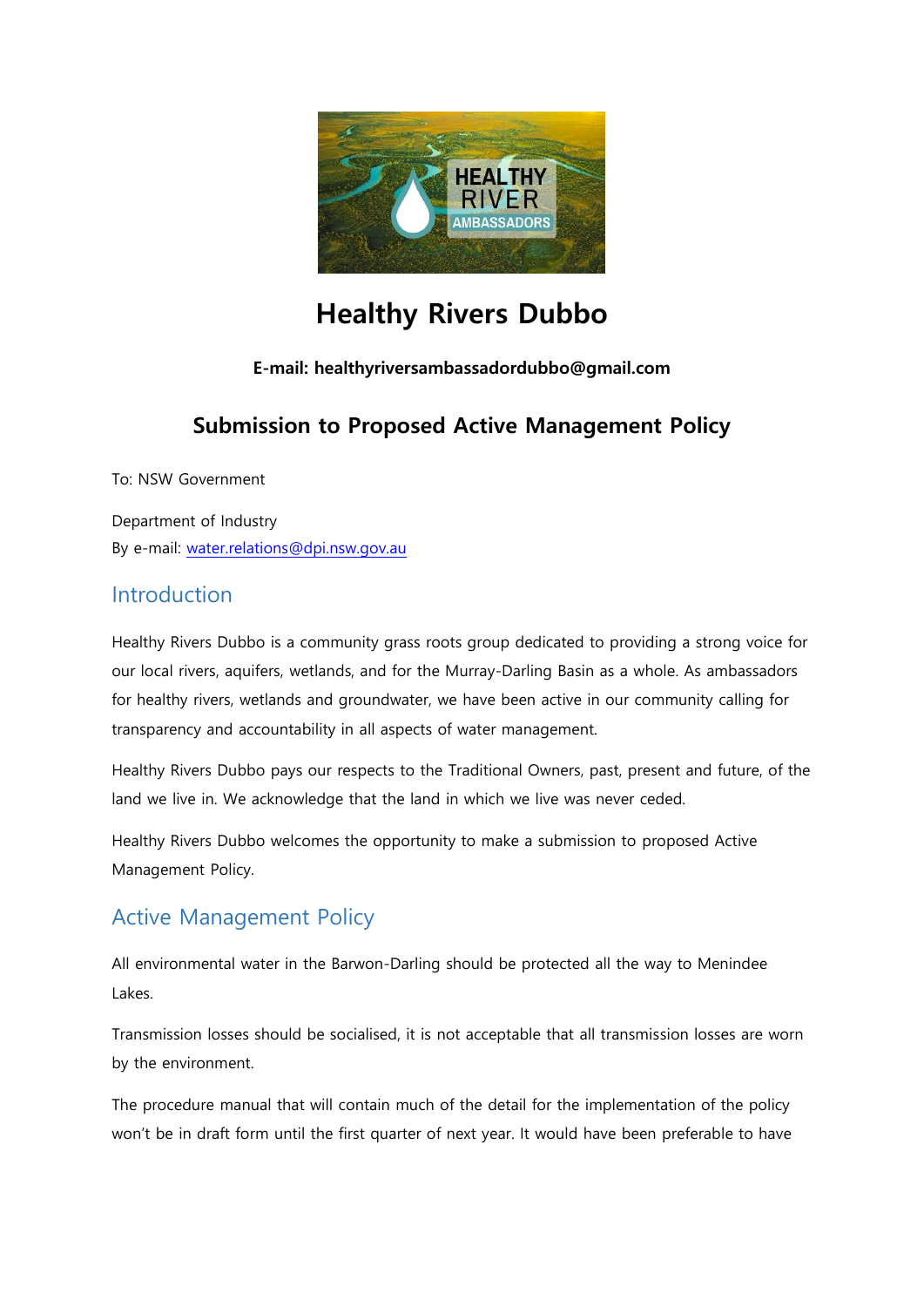# Healthy Rivers Dubbo

**E-mail: healthyriversambassadordubbo@gmail.com**

## Submission to Proposed Active Management Policy

To: NSW Government

Department of Industry
By e-mail: water.relations@dpi.nsw.gov.au

### Introduction

Healthy Rivers Dubbo is a community grass roots group dedicated to providing a strong voice for our local rivers, aquifers, wetlands, and for the Murray-Darling Basin as a whole. As ambassadors for healthy rivers, wetlands and groundwater, we have been active in our community calling for transparency and accountability in all aspects of water management.

Healthy Rivers Dubbo pays our respects to the Traditional Owners, past, present and future, of the land we live in. We acknowledge that the land in which we live was never ceded.

Healthy Rivers Dubbo welcomes the opportunity to make a submission to proposed Active Management Policy.

### Active Management Policy

All environmental water in the Barwon-Darling should be protected all the way to Menindee Lakes.

Transmission losses should be socialised, it is not acceptable that all transmission losses are worn by the environment.

The procedure manual that will contain much of the detail for the implementation of the policy won't be in draft form until the first quarter of next year. It would have been preferable to have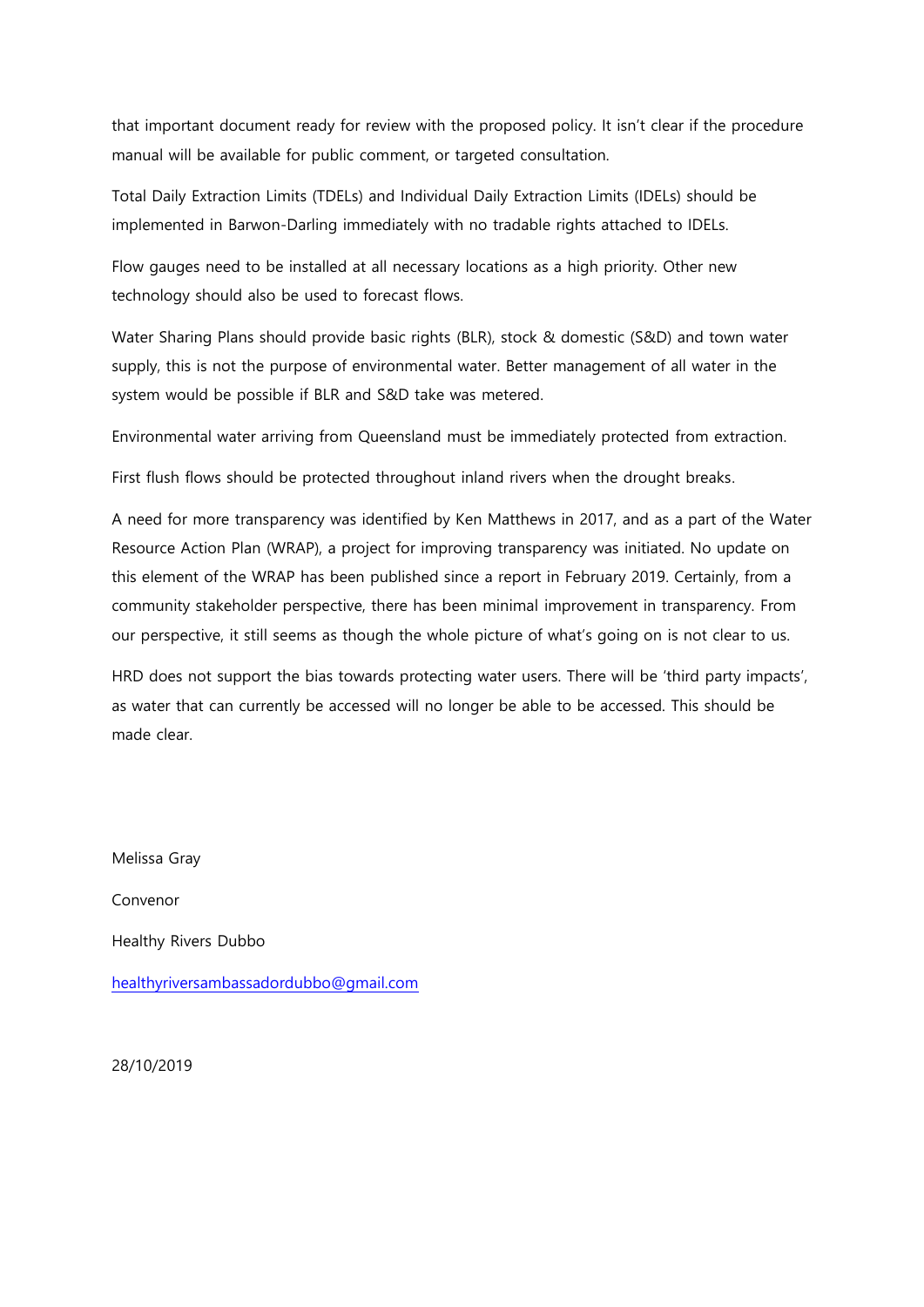that important document ready for review with the proposed policy. It isn't clear if the procedure manual will be available for public comment, or targeted consultation.

Total Daily Extraction Limits (TDELs) and Individual Daily Extraction Limits (IDELs) should be implemented in Barwon-Darling immediately with no tradable rights attached to IDELs.

Flow gauges need to be installed at all necessary locations as a high priority. Other new technology should also be used to forecast flows.

Water Sharing Plans should provide basic rights (BLR), stock & domestic (S&D) and town water supply, this is not the purpose of environmental water. Better management of all water in the system would be possible if BLR and S&D take was metered.

Environmental water arriving from Queensland must be immediately protected from extraction.

First flush flows should be protected throughout inland rivers when the drought breaks.

A need for more transparency was identified by Ken Matthews in 2017, and as a part of the Water Resource Action Plan (WRAP), a project for improving transparency was initiated. No update on this element of the WRAP has been published since a report in February 2019. Certainly, from a community stakeholder perspective, there has been minimal improvement in transparency. From our perspective, it still seems as though the whole picture of what's going on is not clear to us.

HRD does not support the bias towards protecting water users. There will be 'third party impacts', as water that can currently be accessed will no longer be able to be accessed. This should be made clear.

Melissa Gray

Convenor

Healthy Rivers Dubbo

healthyriversambassadordubbo@gmail.com

28/10/2019